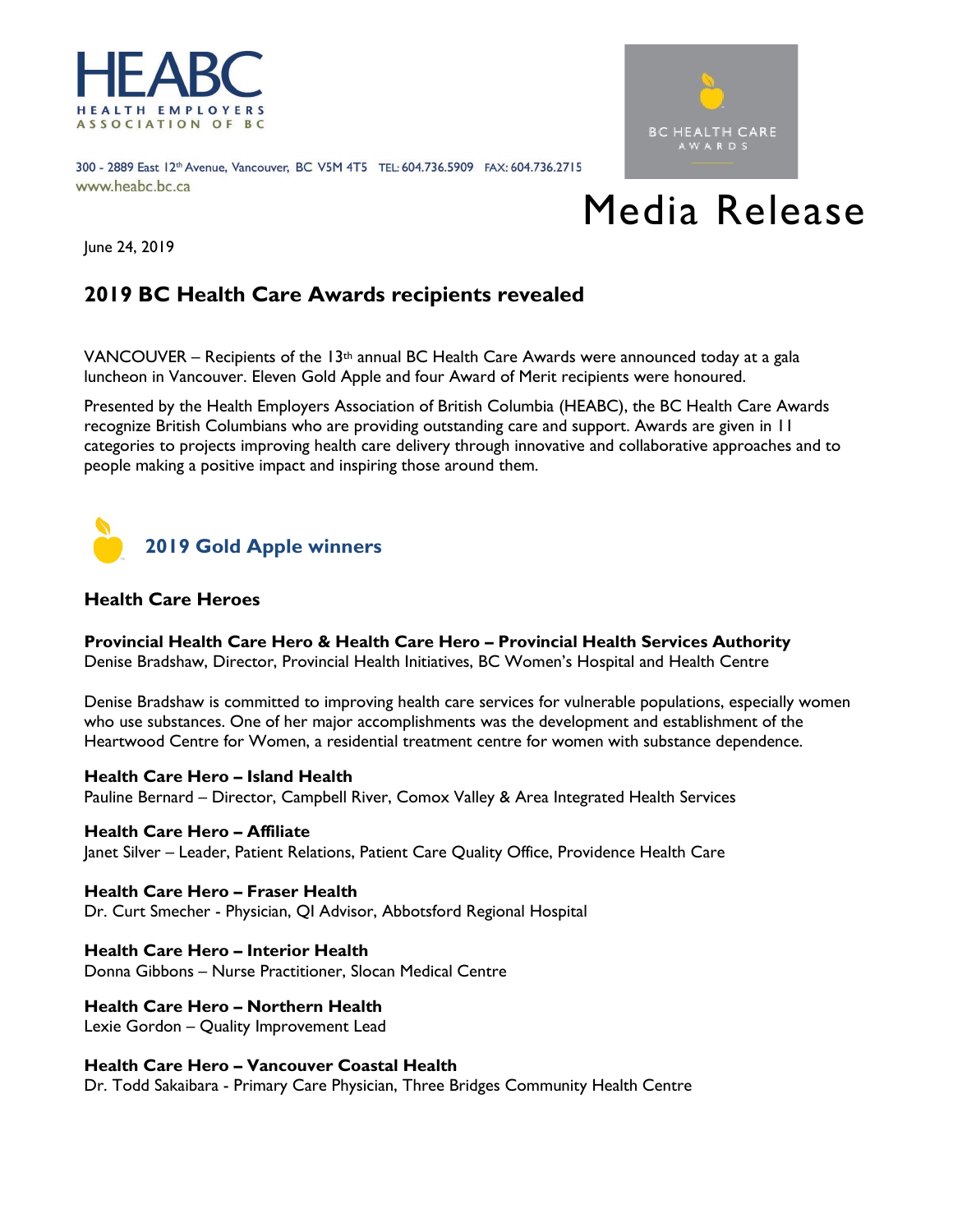HEABC
HEALTH EMPLOYERS ASSOCIATION OF BC

300 - 2889 East 12th Avenue, Vancouver, BC V5M 4T5 TEL: 604.736.5909 FAX: 604.736.2715
www.heabc.bc.ca

BC HEALTH CARE AWARDS

# Media Release

June 24, 2019

## 2019 BC Health Care Awards recipients revealed

VANCOUVER – Recipients of the 13th annual BC Health Care Awards were announced today at a gala luncheon in Vancouver. Eleven Gold Apple and four Award of Merit recipients were honoured.

Presented by the Health Employers Association of British Columbia (HEABC), the BC Health Care Awards recognize British Columbians who are providing outstanding care and support. Awards are given in 11 categories to projects improving health care delivery through innovative and collaborative approaches and to people making a positive impact and inspiring those around them.

## 2019 Gold Apple winners

### Health Care Heroes

**Provincial Health Care Hero & Health Care Hero – Provincial Health Services Authority**
Denise Bradshaw, Director, Provincial Health Initiatives, BC Women's Hospital and Health Centre

Denise Bradshaw is committed to improving health care services for vulnerable populations, especially women who use substances. One of her major accomplishments was the development and establishment of the Heartwood Centre for Women, a residential treatment centre for women with substance dependence.

**Health Care Hero – Island Health**
Pauline Bernard – Director, Campbell River, Comox Valley & Area Integrated Health Services

**Health Care Hero – Affiliate**
Janet Silver – Leader, Patient Relations, Patient Care Quality Office, Providence Health Care

**Health Care Hero – Fraser Health**
Dr. Curt Smecher - Physician, QI Advisor, Abbotsford Regional Hospital

**Health Care Hero – Interior Health**
Donna Gibbons – Nurse Practitioner, Slocan Medical Centre

**Health Care Hero – Northern Health**
Lexie Gordon – Quality Improvement Lead

**Health Care Hero – Vancouver Coastal Health**
Dr. Todd Sakaibara - Primary Care Physician, Three Bridges Community Health Centre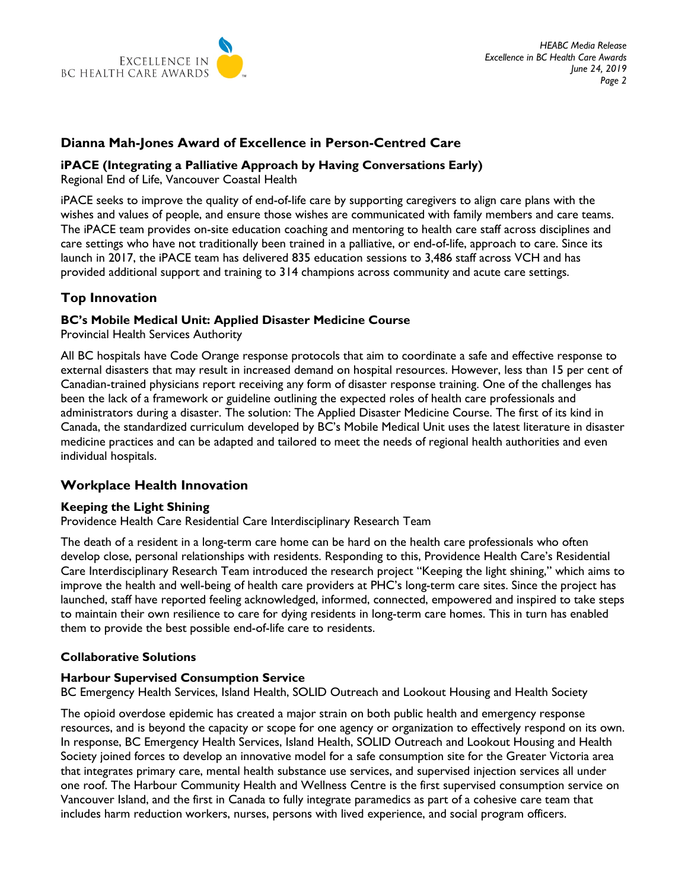## Dianna Mah-Jones Award of Excellence in Person-Centred Care

### iPACE (Integrating a Palliative Approach by Having Conversations Early)

Regional End of Life, Vancouver Coastal Health

iPACE seeks to improve the quality of end-of-life care by supporting caregivers to align care plans with the wishes and values of people, and ensure those wishes are communicated with family members and care teams. The iPACE team provides on-site education coaching and mentoring to health care staff across disciplines and care settings who have not traditionally been trained in a palliative, or end-of-life, approach to care. Since its launch in 2017, the iPACE team has delivered 835 education sessions to 3,486 staff across VCH and has provided additional support and training to 314 champions across community and acute care settings.

## Top Innovation

### BC's Mobile Medical Unit: Applied Disaster Medicine Course

Provincial Health Services Authority

All BC hospitals have Code Orange response protocols that aim to coordinate a safe and effective response to external disasters that may result in increased demand on hospital resources. However, less than 15 per cent of Canadian-trained physicians report receiving any form of disaster response training. One of the challenges has been the lack of a framework or guideline outlining the expected roles of health care professionals and administrators during a disaster. The solution: The Applied Disaster Medicine Course. The first of its kind in Canada, the standardized curriculum developed by BC's Mobile Medical Unit uses the latest literature in disaster medicine practices and can be adapted and tailored to meet the needs of regional health authorities and even individual hospitals.

## Workplace Health Innovation

### Keeping the Light Shining

Providence Health Care Residential Care Interdisciplinary Research Team

The death of a resident in a long-term care home can be hard on the health care professionals who often develop close, personal relationships with residents. Responding to this, Providence Health Care's Residential Care Interdisciplinary Research Team introduced the research project "Keeping the light shining," which aims to improve the health and well-being of health care providers at PHC's long-term care sites. Since the project has launched, staff have reported feeling acknowledged, informed, connected, empowered and inspired to take steps to maintain their own resilience to care for dying residents in long-term care homes. This in turn has enabled them to provide the best possible end-of-life care to residents.

### Collaborative Solutions

### Harbour Supervised Consumption Service

BC Emergency Health Services, Island Health, SOLID Outreach and Lookout Housing and Health Society

The opioid overdose epidemic has created a major strain on both public health and emergency response resources, and is beyond the capacity or scope for one agency or organization to effectively respond on its own. In response, BC Emergency Health Services, Island Health, SOLID Outreach and Lookout Housing and Health Society joined forces to develop an innovative model for a safe consumption site for the Greater Victoria area that integrates primary care, mental health substance use services, and supervised injection services all under one roof. The Harbour Community Health and Wellness Centre is the first supervised consumption service on Vancouver Island, and the first in Canada to fully integrate paramedics as part of a cohesive care team that includes harm reduction workers, nurses, persons with lived experience, and social program officers.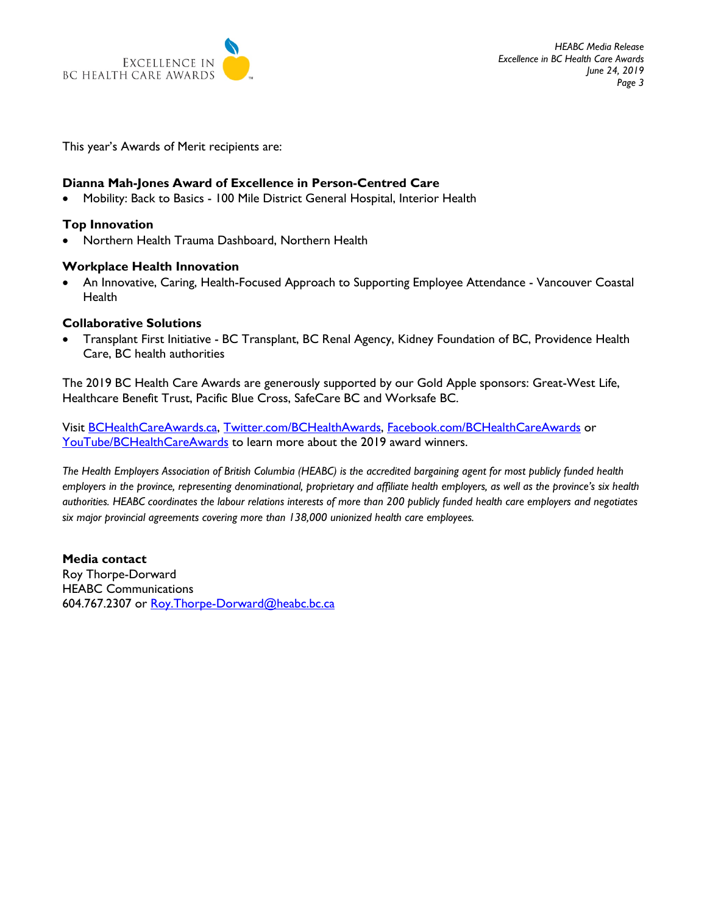This year's Awards of Merit recipients are:

### Dianna Mah-Jones Award of Excellence in Person-Centred Care

- Mobility: Back to Basics - 100 Mile District General Hospital, Interior Health

### Top Innovation

- Northern Health Trauma Dashboard, Northern Health

### Workplace Health Innovation

- An Innovative, Caring, Health-Focused Approach to Supporting Employee Attendance - Vancouver Coastal Health

### Collaborative Solutions

- Transplant First Initiative - BC Transplant, BC Renal Agency, Kidney Foundation of BC, Providence Health Care, BC health authorities

The 2019 BC Health Care Awards are generously supported by our Gold Apple sponsors: Great-West Life, Healthcare Benefit Trust, Pacific Blue Cross, SafeCare BC and Worksafe BC.

Visit BCHealthCareAwards.ca, Twitter.com/BCHealthAwards, Facebook.com/BCHealthCareAwards or YouTube/BCHealthCareAwards to learn more about the 2019 award winners.

*The Health Employers Association of British Columbia (HEABC) is the accredited bargaining agent for most publicly funded health employers in the province, representing denominational, proprietary and affiliate health employers, as well as the province's six health authorities. HEABC coordinates the labour relations interests of more than 200 publicly funded health care employers and negotiates six major provincial agreements covering more than 138,000 unionized health care employees.*

**Media contact**
Roy Thorpe-Dorward
HEABC Communications
604.767.2307 or Roy.Thorpe-Dorward@heabc.bc.ca